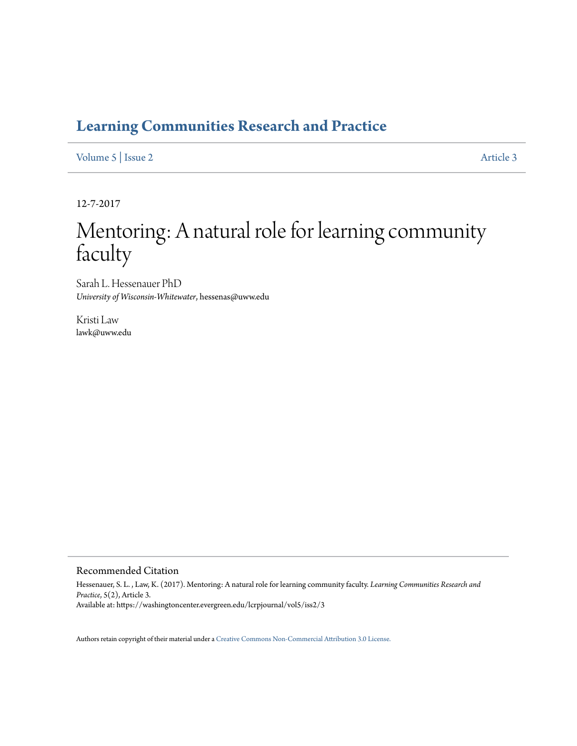# Learning Communities Research and Practice

Volume 5 | Issue 2 Article 3

12-7-2017

# Mentoring: A natural role for learning community faculty

Sarah L. Hessenauer PhD
*University of Wisconsin-Whitewater*, hessenas@uww.edu

Kristi Law
lawk@uww.edu

## Recommended Citation

Hessenauer, S. L. , Law, K. (2017). Mentoring: A natural role for learning community faculty. *Learning Communities Research and Practice*, 5(2), Article 3.
Available at: https://washingtoncenter.evergreen.edu/lcrpjournal/vol5/iss2/3

Authors retain copyright of their material under a Creative Commons Non-Commercial Attribution 3.0 License.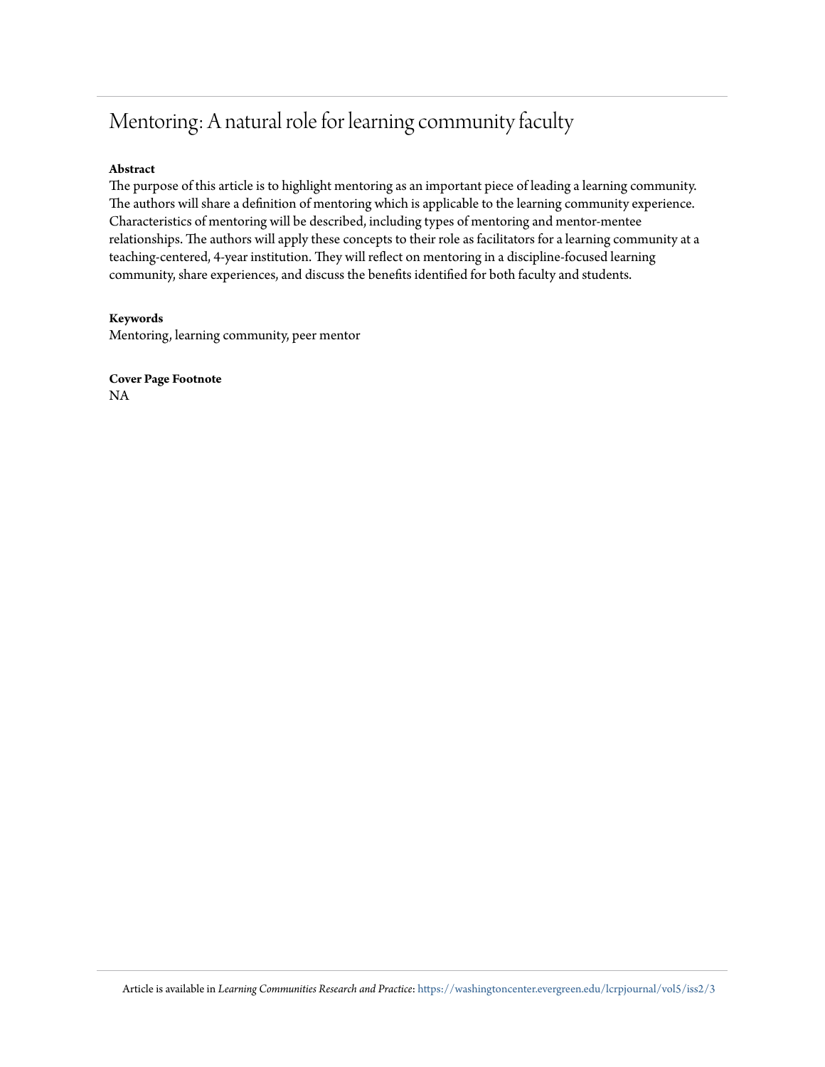# Mentoring: A natural role for learning community faculty

**Abstract**

The purpose of this article is to highlight mentoring as an important piece of leading a learning community. The authors will share a definition of mentoring which is applicable to the learning community experience. Characteristics of mentoring will be described, including types of mentoring and mentor-mentee relationships. The authors will apply these concepts to their role as facilitators for a learning community at a teaching-centered, 4-year institution. They will reflect on mentoring in a discipline-focused learning community, share experiences, and discuss the benefits identified for both faculty and students.

**Keywords**

Mentoring, learning community, peer mentor

**Cover Page Footnote**

NA

Article is available in *Learning Communities Research and Practice*: https://washingtoncenter.evergreen.edu/lcrpjournal/vol5/iss2/3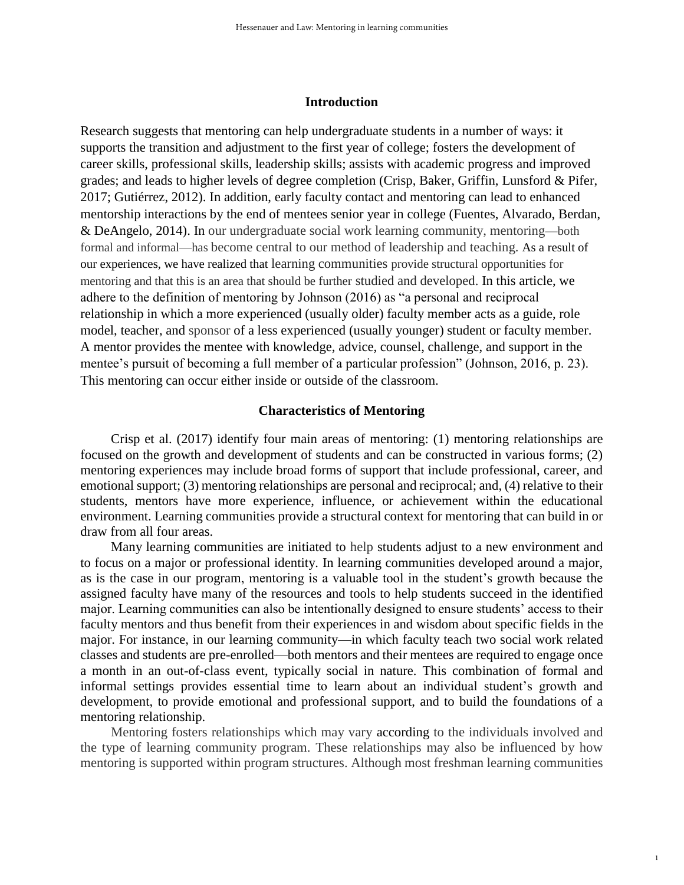## Introduction

Research suggests that mentoring can help undergraduate students in a number of ways: it supports the transition and adjustment to the first year of college; fosters the development of career skills, professional skills, leadership skills; assists with academic progress and improved grades; and leads to higher levels of degree completion (Crisp, Baker, Griffin, Lunsford & Pifer, 2017; Gutiérrez, 2012). In addition, early faculty contact and mentoring can lead to enhanced mentorship interactions by the end of mentees senior year in college (Fuentes, Alvarado, Berdan, & DeAngelo, 2014). In our undergraduate social work learning community, mentoring—both formal and informal—has become central to our method of leadership and teaching. As a result of our experiences, we have realized that learning communities provide structural opportunities for mentoring and that this is an area that should be further studied and developed. In this article, we adhere to the definition of mentoring by Johnson (2016) as "a personal and reciprocal relationship in which a more experienced (usually older) faculty member acts as a guide, role model, teacher, and sponsor of a less experienced (usually younger) student or faculty member. A mentor provides the mentee with knowledge, advice, counsel, challenge, and support in the mentee's pursuit of becoming a full member of a particular profession" (Johnson, 2016, p. 23). This mentoring can occur either inside or outside of the classroom.

## Characteristics of Mentoring

Crisp et al. (2017) identify four main areas of mentoring: (1) mentoring relationships are focused on the growth and development of students and can be constructed in various forms; (2) mentoring experiences may include broad forms of support that include professional, career, and emotional support; (3) mentoring relationships are personal and reciprocal; and, (4) relative to their students, mentors have more experience, influence, or achievement within the educational environment. Learning communities provide a structural context for mentoring that can build in or draw from all four areas.

Many learning communities are initiated to help students adjust to a new environment and to focus on a major or professional identity. In learning communities developed around a major, as is the case in our program, mentoring is a valuable tool in the student's growth because the assigned faculty have many of the resources and tools to help students succeed in the identified major. Learning communities can also be intentionally designed to ensure students' access to their faculty mentors and thus benefit from their experiences in and wisdom about specific fields in the major. For instance, in our learning community—in which faculty teach two social work related classes and students are pre-enrolled—both mentors and their mentees are required to engage once a month in an out-of-class event, typically social in nature. This combination of formal and informal settings provides essential time to learn about an individual student's growth and development, to provide emotional and professional support, and to build the foundations of a mentoring relationship.

Mentoring fosters relationships which may vary according to the individuals involved and the type of learning community program. These relationships may also be influenced by how mentoring is supported within program structures. Although most freshman learning communities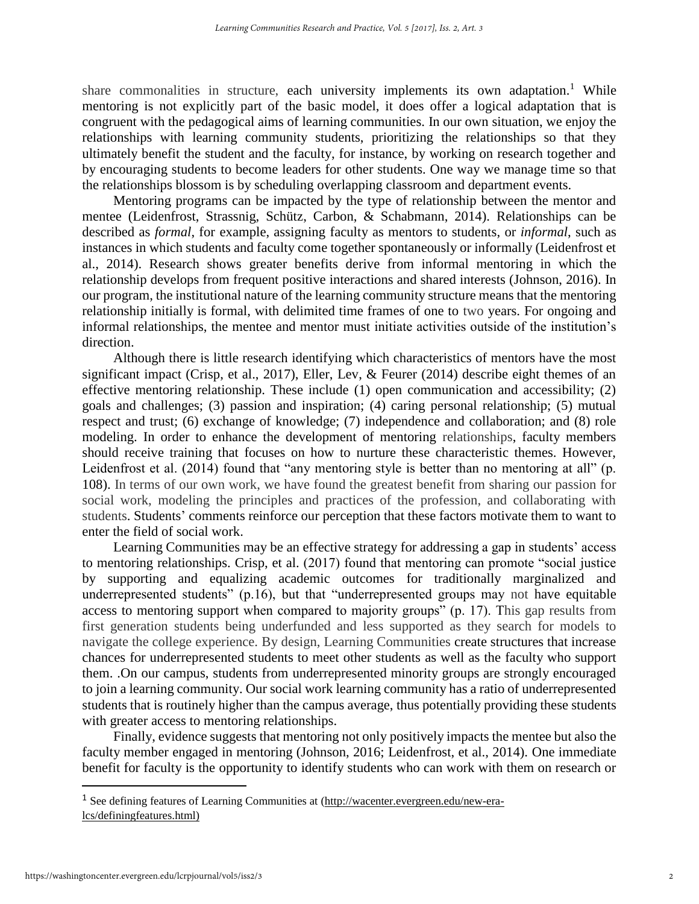share commonalities in structure, each university implements its own adaptation.[1] While mentoring is not explicitly part of the basic model, it does offer a logical adaptation that is congruent with the pedagogical aims of learning communities. In our own situation, we enjoy the relationships with learning community students, prioritizing the relationships so that they ultimately benefit the student and the faculty, for instance, by working on research together and by encouraging students to become leaders for other students. One way we manage time so that the relationships blossom is by scheduling overlapping classroom and department events.

Mentoring programs can be impacted by the type of relationship between the mentor and mentee (Leidenfrost, Strassnig, Schütz, Carbon, & Schabmann, 2014). Relationships can be described as *formal*, for example, assigning faculty as mentors to students, or *informal*, such as instances in which students and faculty come together spontaneously or informally (Leidenfrost et al., 2014). Research shows greater benefits derive from informal mentoring in which the relationship develops from frequent positive interactions and shared interests (Johnson, 2016). In our program, the institutional nature of the learning community structure means that the mentoring relationship initially is formal, with delimited time frames of one to two years. For ongoing and informal relationships, the mentee and mentor must initiate activities outside of the institution's direction.

Although there is little research identifying which characteristics of mentors have the most significant impact (Crisp, et al., 2017), Eller, Lev, & Feurer (2014) describe eight themes of an effective mentoring relationship. These include (1) open communication and accessibility; (2) goals and challenges; (3) passion and inspiration; (4) caring personal relationship; (5) mutual respect and trust; (6) exchange of knowledge; (7) independence and collaboration; and (8) role modeling. In order to enhance the development of mentoring relationships, faculty members should receive training that focuses on how to nurture these characteristic themes. However, Leidenfrost et al. (2014) found that "any mentoring style is better than no mentoring at all" (p. 108). In terms of our own work, we have found the greatest benefit from sharing our passion for social work, modeling the principles and practices of the profession, and collaborating with students. Students' comments reinforce our perception that these factors motivate them to want to enter the field of social work.

Learning Communities may be an effective strategy for addressing a gap in students' access to mentoring relationships. Crisp, et al. (2017) found that mentoring can promote "social justice by supporting and equalizing academic outcomes for traditionally marginalized and underrepresented students" (p.16), but that "underrepresented groups may not have equitable access to mentoring support when compared to majority groups" (p. 17). This gap results from first generation students being underfunded and less supported as they search for models to navigate the college experience. By design, Learning Communities create structures that increase chances for underrepresented students to meet other students as well as the faculty who support them. .On our campus, students from underrepresented minority groups are strongly encouraged to join a learning community. Our social work learning community has a ratio of underrepresented students that is routinely higher than the campus average, thus potentially providing these students with greater access to mentoring relationships.

Finally, evidence suggests that mentoring not only positively impacts the mentee but also the faculty member engaged in mentoring (Johnson, 2016; Leidenfrost, et al., 2014). One immediate benefit for faculty is the opportunity to identify students who can work with them on research or

[1] See defining features of Learning Communities at (http://wacenter.evergreen.edu/new-era-lcs/definingfeatures.html)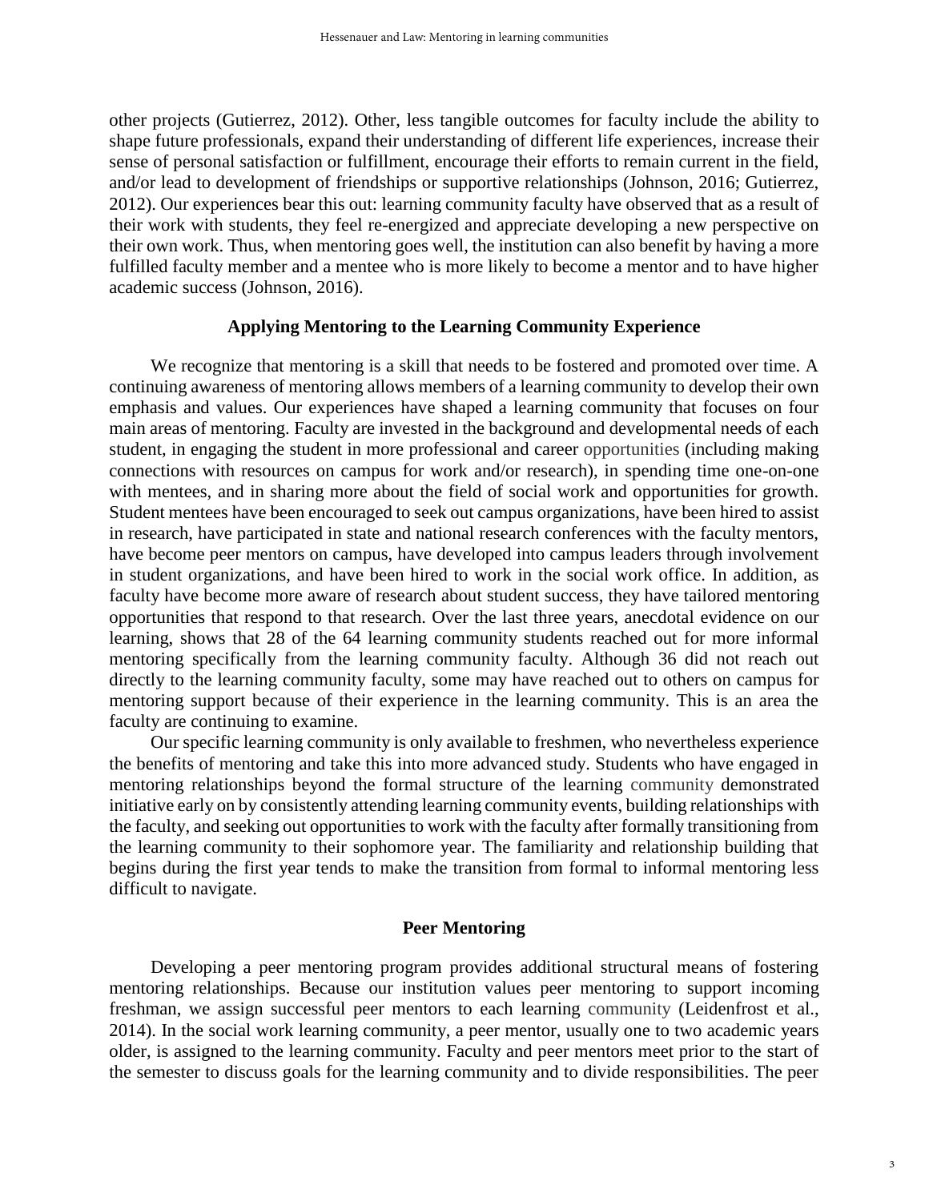other projects (Gutierrez, 2012). Other, less tangible outcomes for faculty include the ability to shape future professionals, expand their understanding of different life experiences, increase their sense of personal satisfaction or fulfillment, encourage their efforts to remain current in the field, and/or lead to development of friendships or supportive relationships (Johnson, 2016; Gutierrez, 2012). Our experiences bear this out: learning community faculty have observed that as a result of their work with students, they feel re-energized and appreciate developing a new perspective on their own work. Thus, when mentoring goes well, the institution can also benefit by having a more fulfilled faculty member and a mentee who is more likely to become a mentor and to have higher academic success (Johnson, 2016).

## Applying Mentoring to the Learning Community Experience

We recognize that mentoring is a skill that needs to be fostered and promoted over time. A continuing awareness of mentoring allows members of a learning community to develop their own emphasis and values. Our experiences have shaped a learning community that focuses on four main areas of mentoring. Faculty are invested in the background and developmental needs of each student, in engaging the student in more professional and career opportunities (including making connections with resources on campus for work and/or research), in spending time one-on-one with mentees, and in sharing more about the field of social work and opportunities for growth. Student mentees have been encouraged to seek out campus organizations, have been hired to assist in research, have participated in state and national research conferences with the faculty mentors, have become peer mentors on campus, have developed into campus leaders through involvement in student organizations, and have been hired to work in the social work office. In addition, as faculty have become more aware of research about student success, they have tailored mentoring opportunities that respond to that research. Over the last three years, anecdotal evidence on our learning, shows that 28 of the 64 learning community students reached out for more informal mentoring specifically from the learning community faculty. Although 36 did not reach out directly to the learning community faculty, some may have reached out to others on campus for mentoring support because of their experience in the learning community. This is an area the faculty are continuing to examine.

Our specific learning community is only available to freshmen, who nevertheless experience the benefits of mentoring and take this into more advanced study. Students who have engaged in mentoring relationships beyond the formal structure of the learning community demonstrated initiative early on by consistently attending learning community events, building relationships with the faculty, and seeking out opportunities to work with the faculty after formally transitioning from the learning community to their sophomore year. The familiarity and relationship building that begins during the first year tends to make the transition from formal to informal mentoring less difficult to navigate.

## Peer Mentoring

Developing a peer mentoring program provides additional structural means of fostering mentoring relationships. Because our institution values peer mentoring to support incoming freshman, we assign successful peer mentors to each learning community (Leidenfrost et al., 2014). In the social work learning community, a peer mentor, usually one to two academic years older, is assigned to the learning community. Faculty and peer mentors meet prior to the start of the semester to discuss goals for the learning community and to divide responsibilities. The peer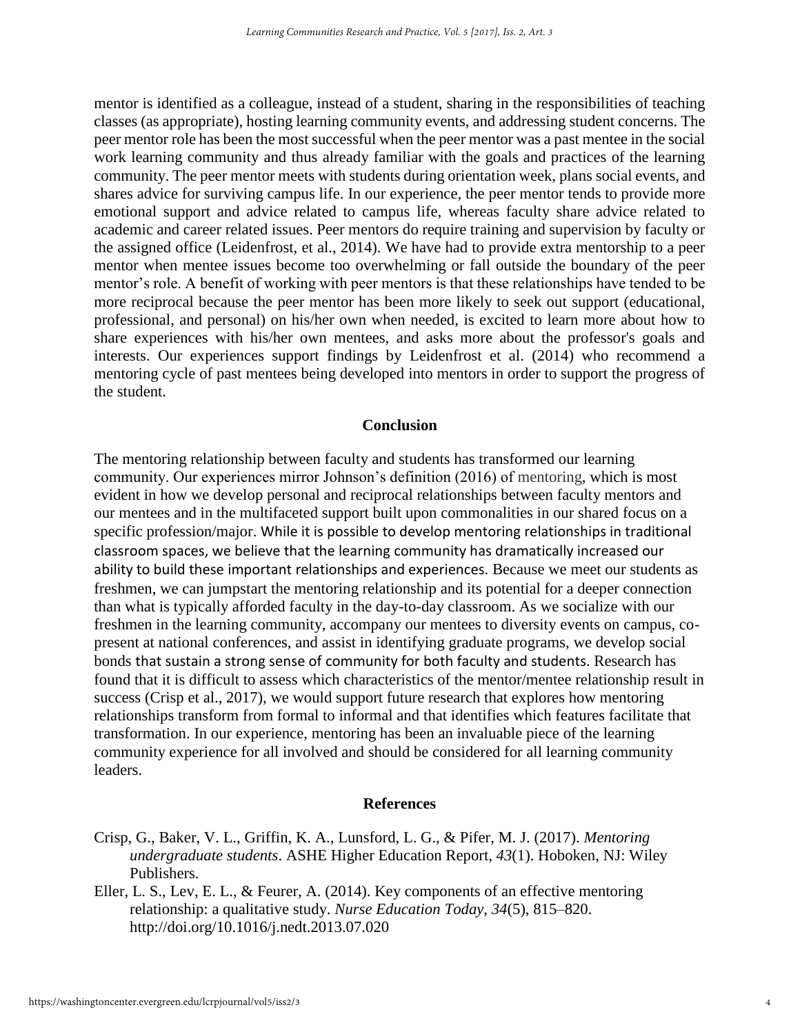mentor is identified as a colleague, instead of a student, sharing in the responsibilities of teaching classes (as appropriate), hosting learning community events, and addressing student concerns. The peer mentor role has been the most successful when the peer mentor was a past mentee in the social work learning community and thus already familiar with the goals and practices of the learning community. The peer mentor meets with students during orientation week, plans social events, and shares advice for surviving campus life. In our experience, the peer mentor tends to provide more emotional support and advice related to campus life, whereas faculty share advice related to academic and career related issues. Peer mentors do require training and supervision by faculty or the assigned office (Leidenfrost, et al., 2014). We have had to provide extra mentorship to a peer mentor when mentee issues become too overwhelming or fall outside the boundary of the peer mentor's role. A benefit of working with peer mentors is that these relationships have tended to be more reciprocal because the peer mentor has been more likely to seek out support (educational, professional, and personal) on his/her own when needed, is excited to learn more about how to share experiences with his/her own mentees, and asks more about the professor's goals and interests. Our experiences support findings by Leidenfrost et al. (2014) who recommend a mentoring cycle of past mentees being developed into mentors in order to support the progress of the student.

## Conclusion

The mentoring relationship between faculty and students has transformed our learning community. Our experiences mirror Johnson's definition (2016) of mentoring, which is most evident in how we develop personal and reciprocal relationships between faculty mentors and our mentees and in the multifaceted support built upon commonalities in our shared focus on a specific profession/major. While it is possible to develop mentoring relationships in traditional classroom spaces, we believe that the learning community has dramatically increased our ability to build these important relationships and experiences. Because we meet our students as freshmen, we can jumpstart the mentoring relationship and its potential for a deeper connection than what is typically afforded faculty in the day-to-day classroom. As we socialize with our freshmen in the learning community, accompany our mentees to diversity events on campus, co-present at national conferences, and assist in identifying graduate programs, we develop social bonds that sustain a strong sense of community for both faculty and students. Research has found that it is difficult to assess which characteristics of the mentor/mentee relationship result in success (Crisp et al., 2017), we would support future research that explores how mentoring relationships transform from formal to informal and that identifies which features facilitate that transformation. In our experience, mentoring has been an invaluable piece of the learning community experience for all involved and should be considered for all learning community leaders.

## References

Crisp, G., Baker, V. L., Griffin, K. A., Lunsford, L. G., & Pifer, M. J. (2017). *Mentoring undergraduate students*. ASHE Higher Education Report, *43*(1). Hoboken, NJ: Wiley Publishers.

Eller, L. S., Lev, E. L., & Feurer, A. (2014). Key components of an effective mentoring relationship: a qualitative study. *Nurse Education Today*, *34*(5), 815–820. http://doi.org/10.1016/j.nedt.2013.07.020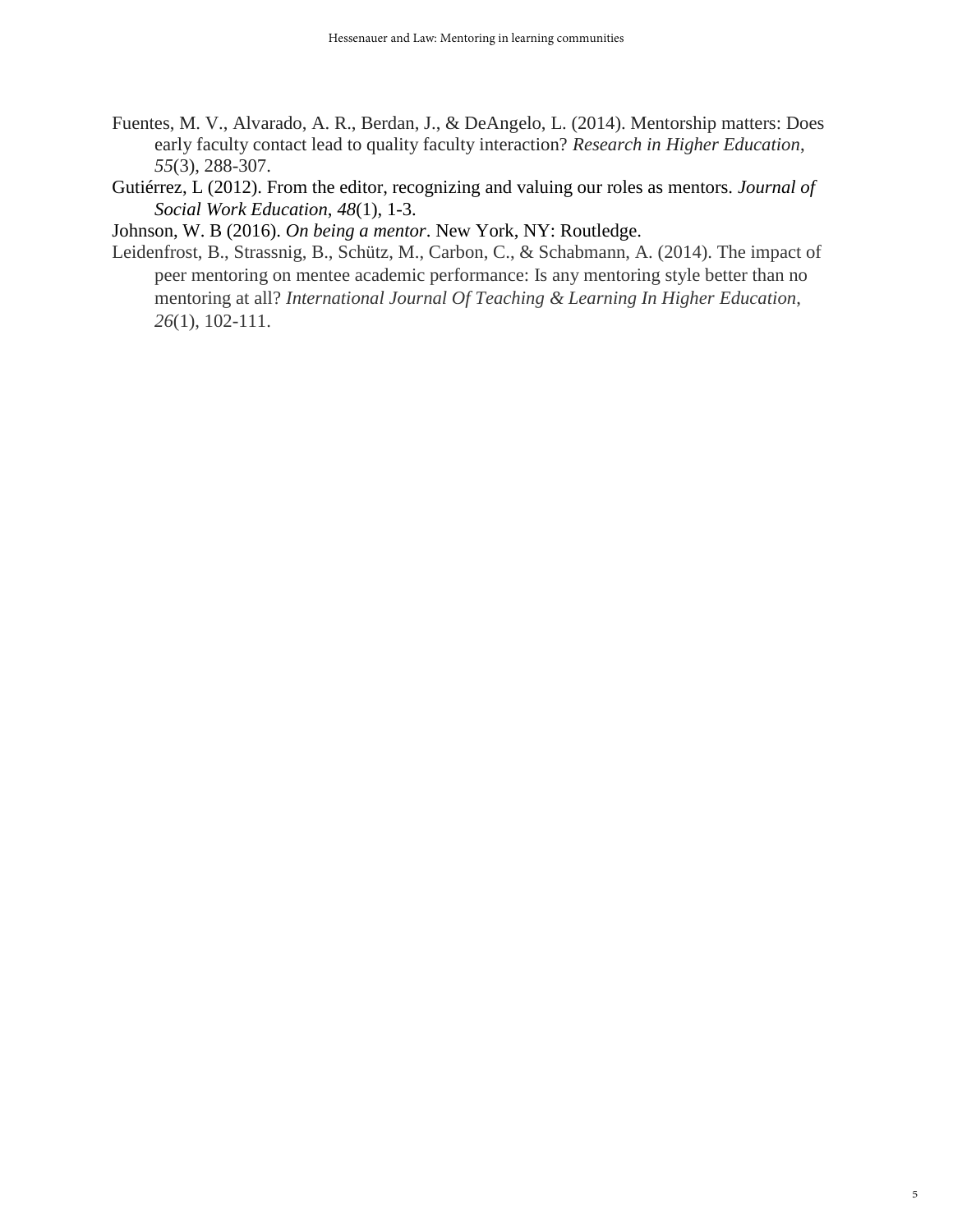Fuentes, M. V., Alvarado, A. R., Berdan, J., & DeAngelo, L. (2014). Mentorship matters: Does early faculty contact lead to quality faculty interaction? *Research in Higher Education*, *55*(3), 288-307.

Gutiérrez, L (2012). From the editor, recognizing and valuing our roles as mentors. *Journal of Social Work Education*, *48*(1), 1-3.

Johnson, W. B (2016). *On being a mentor*. New York, NY: Routledge.

Leidenfrost, B., Strassnig, B., Schütz, M., Carbon, C., & Schabmann, A. (2014). The impact of peer mentoring on mentee academic performance: Is any mentoring style better than no mentoring at all? *International Journal Of Teaching & Learning In Higher Education*, *26*(1), 102-111.